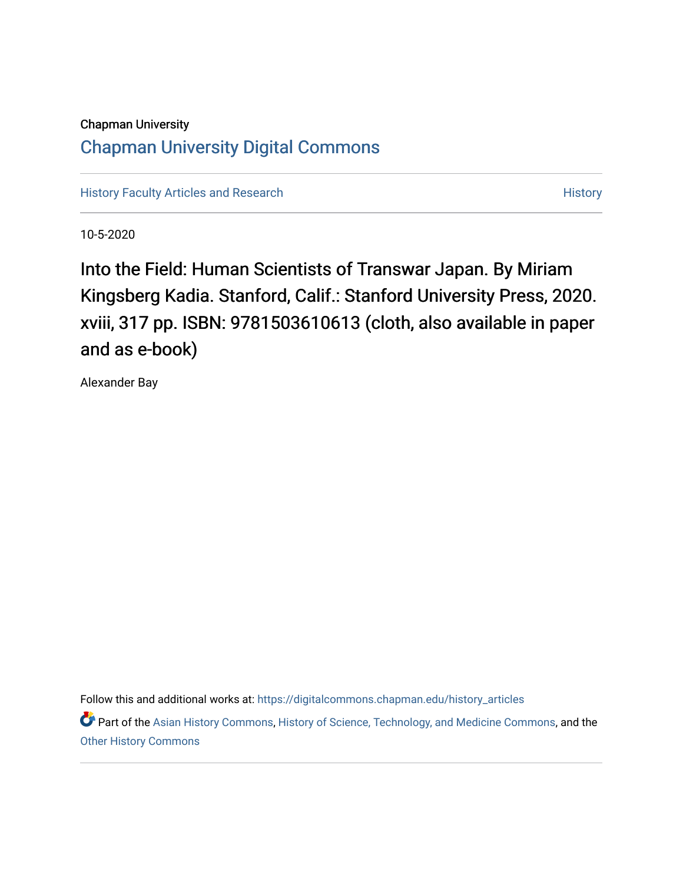Chapman University

## Chapman University Digital Commons

History Faculty Articles and Research | History

10-5-2020

# Into the Field: Human Scientists of Transwar Japan. By Miriam Kingsberg Kadia. Stanford, Calif.: Stanford University Press, 2020. xviii, 317 pp. ISBN: 9781503610613 (cloth, also available in paper and as e-book)

Alexander Bay

Follow this and additional works at: https://digitalcommons.chapman.edu/history_articles

Part of the Asian History Commons, History of Science, Technology, and Medicine Commons, and the Other History Commons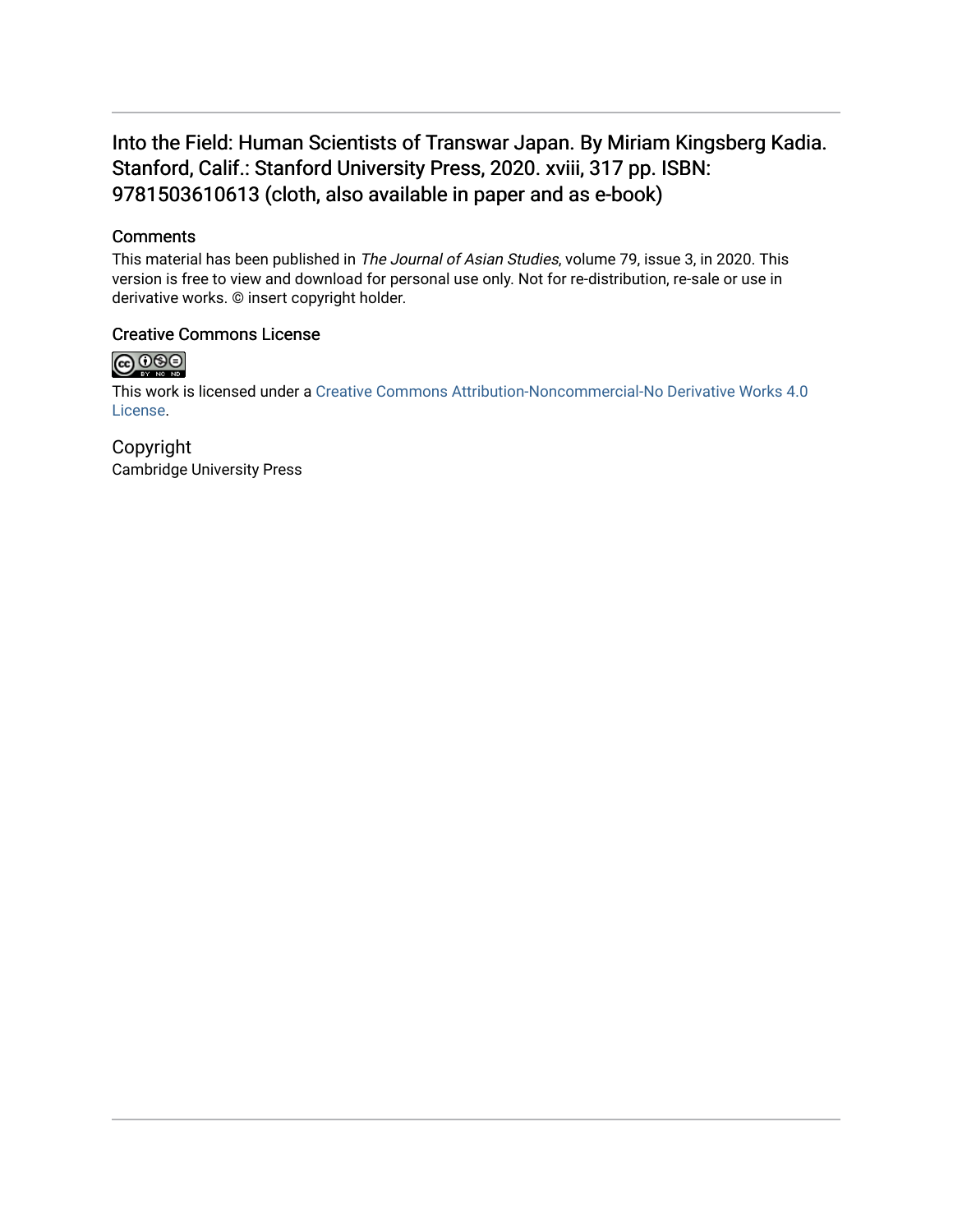Into the Field: Human Scientists of Transwar Japan. By Miriam Kingsberg Kadia. Stanford, Calif.: Stanford University Press, 2020. xviii, 317 pp. ISBN: 9781503610613 (cloth, also available in paper and as e-book)

## Comments

This material has been published in *The Journal of Asian Studies*, volume 79, issue 3, in 2020. This version is free to view and download for personal use only. Not for re-distribution, re-sale or use in derivative works. © insert copyright holder.

## Creative Commons License

This work is licensed under a Creative Commons Attribution-Noncommercial-No Derivative Works 4.0 License.

## Copyright

Cambridge University Press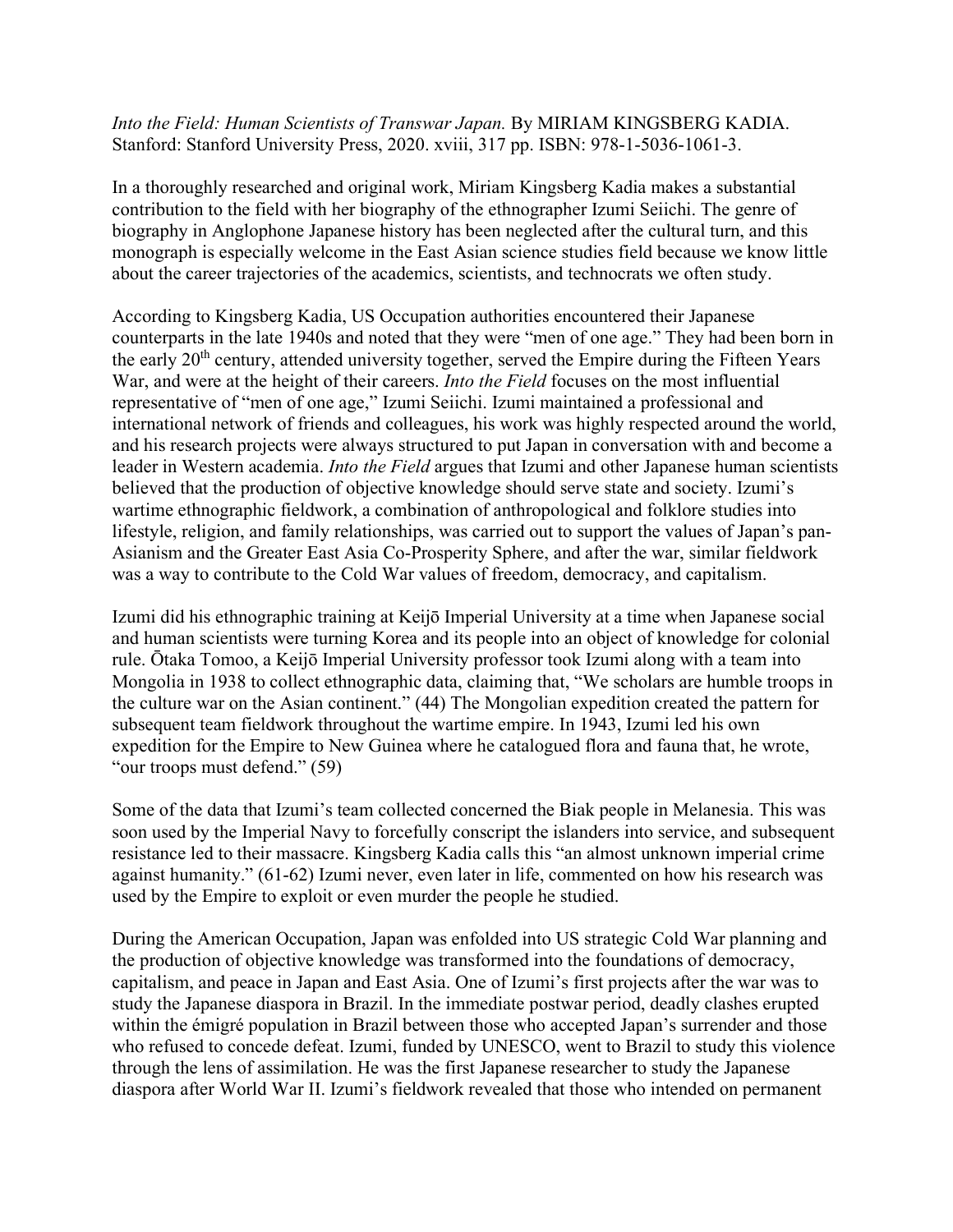*Into the Field: Human Scientists of Transwar Japan.* By MIRIAM KINGSBERG KADIA. Stanford: Stanford University Press, 2020. xviii, 317 pp. ISBN: 978-1-5036-1061-3.

In a thoroughly researched and original work, Miriam Kingsberg Kadia makes a substantial contribution to the field with her biography of the ethnographer Izumi Seiichi. The genre of biography in Anglophone Japanese history has been neglected after the cultural turn, and this monograph is especially welcome in the East Asian science studies field because we know little about the career trajectories of the academics, scientists, and technocrats we often study.

According to Kingsberg Kadia, US Occupation authorities encountered their Japanese counterparts in the late 1940s and noted that they were "men of one age." They had been born in the early 20th century, attended university together, served the Empire during the Fifteen Years War, and were at the height of their careers. *Into the Field* focuses on the most influential representative of "men of one age," Izumi Seiichi. Izumi maintained a professional and international network of friends and colleagues, his work was highly respected around the world, and his research projects were always structured to put Japan in conversation with and become a leader in Western academia. *Into the Field* argues that Izumi and other Japanese human scientists believed that the production of objective knowledge should serve state and society. Izumi's wartime ethnographic fieldwork, a combination of anthropological and folklore studies into lifestyle, religion, and family relationships, was carried out to support the values of Japan's pan-Asianism and the Greater East Asia Co-Prosperity Sphere, and after the war, similar fieldwork was a way to contribute to the Cold War values of freedom, democracy, and capitalism.

Izumi did his ethnographic training at Keijō Imperial University at a time when Japanese social and human scientists were turning Korea and its people into an object of knowledge for colonial rule. Ōtaka Tomoo, a Keijō Imperial University professor took Izumi along with a team into Mongolia in 1938 to collect ethnographic data, claiming that, "We scholars are humble troops in the culture war on the Asian continent." (44) The Mongolian expedition created the pattern for subsequent team fieldwork throughout the wartime empire. In 1943, Izumi led his own expedition for the Empire to New Guinea where he catalogued flora and fauna that, he wrote, "our troops must defend." (59)

Some of the data that Izumi's team collected concerned the Biak people in Melanesia. This was soon used by the Imperial Navy to forcefully conscript the islanders into service, and subsequent resistance led to their massacre. Kingsberg Kadia calls this "an almost unknown imperial crime against humanity." (61-62) Izumi never, even later in life, commented on how his research was used by the Empire to exploit or even murder the people he studied.

During the American Occupation, Japan was enfolded into US strategic Cold War planning and the production of objective knowledge was transformed into the foundations of democracy, capitalism, and peace in Japan and East Asia. One of Izumi's first projects after the war was to study the Japanese diaspora in Brazil. In the immediate postwar period, deadly clashes erupted within the émigré population in Brazil between those who accepted Japan's surrender and those who refused to concede defeat. Izumi, funded by UNESCO, went to Brazil to study this violence through the lens of assimilation. He was the first Japanese researcher to study the Japanese diaspora after World War II. Izumi's fieldwork revealed that those who intended on permanent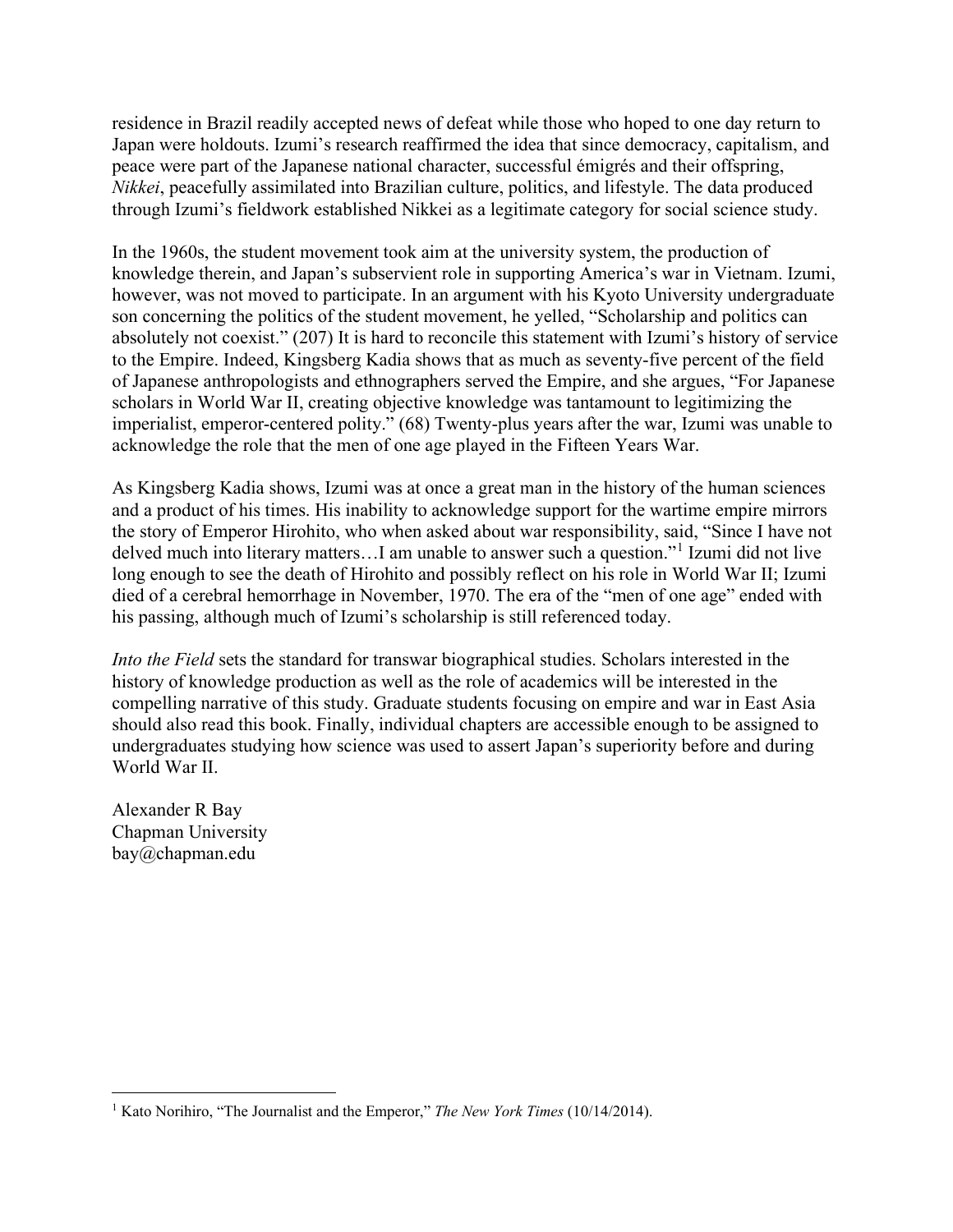residence in Brazil readily accepted news of defeat while those who hoped to one day return to Japan were holdouts. Izumi's research reaffirmed the idea that since democracy, capitalism, and peace were part of the Japanese national character, successful émigrés and their offspring, *Nikkei*, peacefully assimilated into Brazilian culture, politics, and lifestyle. The data produced through Izumi's fieldwork established Nikkei as a legitimate category for social science study.

In the 1960s, the student movement took aim at the university system, the production of knowledge therein, and Japan's subservient role in supporting America's war in Vietnam. Izumi, however, was not moved to participate. In an argument with his Kyoto University undergraduate son concerning the politics of the student movement, he yelled, "Scholarship and politics can absolutely not coexist." (207) It is hard to reconcile this statement with Izumi's history of service to the Empire. Indeed, Kingsberg Kadia shows that as much as seventy-five percent of the field of Japanese anthropologists and ethnographers served the Empire, and she argues, "For Japanese scholars in World War II, creating objective knowledge was tantamount to legitimizing the imperialist, emperor-centered polity." (68) Twenty-plus years after the war, Izumi was unable to acknowledge the role that the men of one age played in the Fifteen Years War.

As Kingsberg Kadia shows, Izumi was at once a great man in the history of the human sciences and a product of his times. His inability to acknowledge support for the wartime empire mirrors the story of Emperor Hirohito, who when asked about war responsibility, said, "Since I have not delved much into literary matters…I am unable to answer such a question."[1] Izumi did not live long enough to see the death of Hirohito and possibly reflect on his role in World War II; Izumi died of a cerebral hemorrhage in November, 1970. The era of the "men of one age" ended with his passing, although much of Izumi's scholarship is still referenced today.

*Into the Field* sets the standard for transwar biographical studies. Scholars interested in the history of knowledge production as well as the role of academics will be interested in the compelling narrative of this study. Graduate students focusing on empire and war in East Asia should also read this book. Finally, individual chapters are accessible enough to be assigned to undergraduates studying how science was used to assert Japan's superiority before and during World War II.

Alexander R Bay
Chapman University
bay@chapman.edu

[1] Kato Norihiro, "The Journalist and the Emperor," *The New York Times* (10/14/2014).